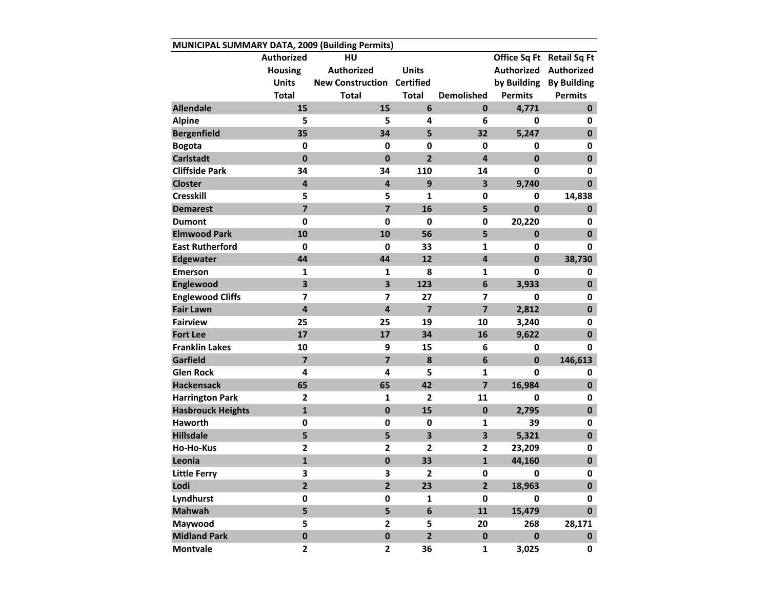**MUNICIPAL SUMMARY DATA, 2009 (Building Permits)**

| | Authorized Housing Units Total | HU Authorized New Construction Total | Units Certified Total | Demolished | Office Sq Ft Authorized by Building Permits | Retail Sq Ft Authorized By Building Permits |
|---|---|---|---|---|---|---|
| Allendale | 15 | 15 | 6 | 0 | 4,771 | 0 |
| Alpine | 5 | 5 | 4 | 6 | 0 | 0 |
| Bergenfield | 35 | 34 | 5 | 32 | 5,247 | 0 |
| Bogota | 0 | 0 | 0 | 0 | 0 | 0 |
| Carlstadt | 0 | 0 | 2 | 4 | 0 | 0 |
| Cliffside Park | 34 | 34 | 110 | 14 | 0 | 0 |
| Closter | 4 | 4 | 9 | 3 | 9,740 | 0 |
| Cresskill | 5 | 5 | 1 | 0 | 0 | 14,838 |
| Demarest | 7 | 7 | 16 | 5 | 0 | 0 |
| Dumont | 0 | 0 | 0 | 0 | 20,220 | 0 |
| Elmwood Park | 10 | 10 | 56 | 5 | 0 | 0 |
| East Rutherford | 0 | 0 | 33 | 1 | 0 | 0 |
| Edgewater | 44 | 44 | 12 | 4 | 0 | 38,730 |
| Emerson | 1 | 1 | 8 | 1 | 0 | 0 |
| Englewood | 3 | 3 | 123 | 6 | 3,933 | 0 |
| Englewood Cliffs | 7 | 7 | 27 | 7 | 0 | 0 |
| Fair Lawn | 4 | 4 | 7 | 7 | 2,812 | 0 |
| Fairview | 25 | 25 | 19 | 10 | 3,240 | 0 |
| Fort Lee | 17 | 17 | 34 | 16 | 9,622 | 0 |
| Franklin Lakes | 10 | 9 | 15 | 6 | 0 | 0 |
| Garfield | 7 | 7 | 8 | 6 | 0 | 146,613 |
| Glen Rock | 4 | 4 | 5 | 1 | 0 | 0 |
| Hackensack | 65 | 65 | 42 | 7 | 16,984 | 0 |
| Harrington Park | 2 | 1 | 2 | 11 | 0 | 0 |
| Hasbrouck Heights | 1 | 0 | 15 | 0 | 2,795 | 0 |
| Haworth | 0 | 0 | 0 | 1 | 39 | 0 |
| Hillsdale | 5 | 5 | 3 | 3 | 5,321 | 0 |
| Ho-Ho-Kus | 2 | 2 | 2 | 2 | 23,209 | 0 |
| Leonia | 1 | 0 | 33 | 1 | 44,160 | 0 |
| Little Ferry | 3 | 3 | 2 | 0 | 0 | 0 |
| Lodi | 2 | 2 | 23 | 2 | 18,963 | 0 |
| Lyndhurst | 0 | 0 | 1 | 0 | 0 | 0 |
| Mahwah | 5 | 5 | 6 | 11 | 15,479 | 0 |
| Maywood | 5 | 2 | 5 | 20 | 268 | 28,171 |
| Midland Park | 0 | 0 | 2 | 0 | 0 | 0 |
| Montvale | 2 | 2 | 36 | 1 | 3,025 | 0 |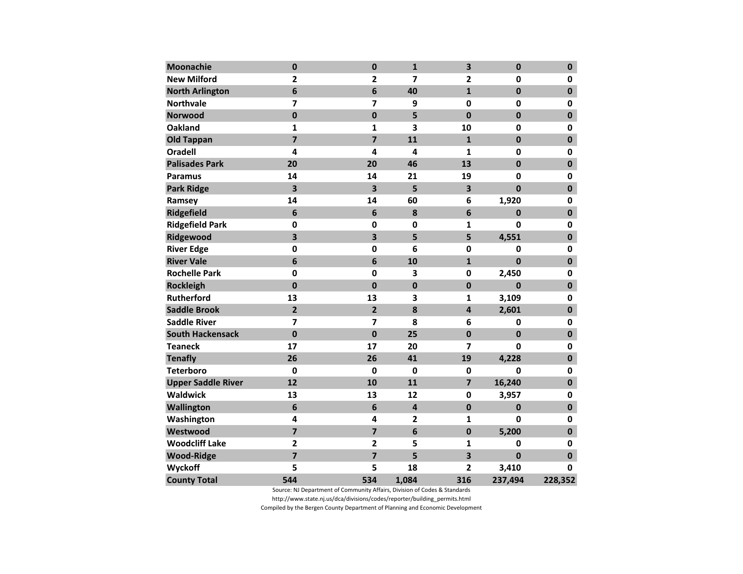| | | | | | | |
|---|---|---|---|---|---|---|
| **Moonachie** | 0 | 0 | 1 | 3 | 0 | 0 |
| **New Milford** | 2 | 2 | 7 | 2 | 0 | 0 |
| **North Arlington** | 6 | 6 | 40 | 1 | 0 | 0 |
| **Northvale** | 7 | 7 | 9 | 0 | 0 | 0 |
| **Norwood** | 0 | 0 | 5 | 0 | 0 | 0 |
| **Oakland** | 1 | 1 | 3 | 10 | 0 | 0 |
| **Old Tappan** | 7 | 7 | 11 | 1 | 0 | 0 |
| **Oradell** | 4 | 4 | 4 | 1 | 0 | 0 |
| **Palisades Park** | 20 | 20 | 46 | 13 | 0 | 0 |
| **Paramus** | 14 | 14 | 21 | 19 | 0 | 0 |
| **Park Ridge** | 3 | 3 | 5 | 3 | 0 | 0 |
| **Ramsey** | 14 | 14 | 60 | 6 | 1,920 | 0 |
| **Ridgefield** | 6 | 6 | 8 | 6 | 0 | 0 |
| **Ridgefield Park** | 0 | 0 | 0 | 1 | 0 | 0 |
| **Ridgewood** | 3 | 3 | 5 | 5 | 4,551 | 0 |
| **River Edge** | 0 | 0 | 6 | 0 | 0 | 0 |
| **River Vale** | 6 | 6 | 10 | 1 | 0 | 0 |
| **Rochelle Park** | 0 | 0 | 3 | 0 | 2,450 | 0 |
| **Rockleigh** | 0 | 0 | 0 | 0 | 0 | 0 |
| **Rutherford** | 13 | 13 | 3 | 1 | 3,109 | 0 |
| **Saddle Brook** | 2 | 2 | 8 | 4 | 2,601 | 0 |
| **Saddle River** | 7 | 7 | 8 | 6 | 0 | 0 |
| **South Hackensack** | 0 | 0 | 25 | 0 | 0 | 0 |
| **Teaneck** | 17 | 17 | 20 | 7 | 0 | 0 |
| **Tenafly** | 26 | 26 | 41 | 19 | 4,228 | 0 |
| **Teterboro** | 0 | 0 | 0 | 0 | 0 | 0 |
| **Upper Saddle River** | 12 | 10 | 11 | 7 | 16,240 | 0 |
| **Waldwick** | 13 | 13 | 12 | 0 | 3,957 | 0 |
| **Wallington** | 6 | 6 | 4 | 0 | 0 | 0 |
| **Washington** | 4 | 4 | 2 | 1 | 0 | 0 |
| **Westwood** | 7 | 7 | 6 | 0 | 5,200 | 0 |
| **Woodcliff Lake** | 2 | 2 | 5 | 1 | 0 | 0 |
| **Wood-Ridge** | 7 | 7 | 5 | 3 | 0 | 0 |
| **Wyckoff** | 5 | 5 | 18 | 2 | 3,410 | 0 |
| **County Total** | 544 | 534 | 1,084 | 316 | 237,494 | 228,352 |

Source: NJ Department of Community Affairs, Division of Codes & Standards

http://www.state.nj.us/dca/divisions/codes/reporter/building_permits.html

Compiled by the Bergen County Department of Planning and Economic Development